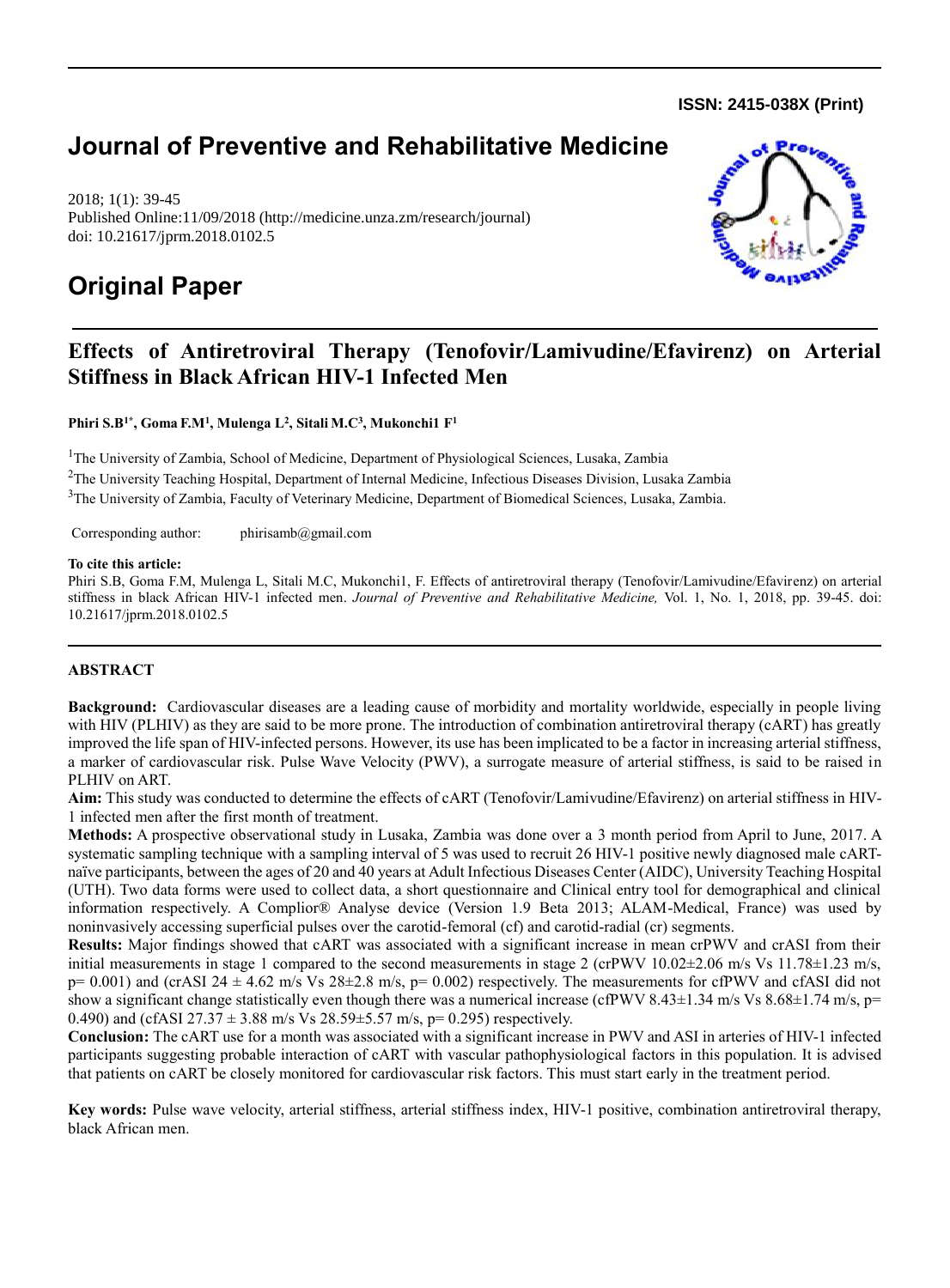ISSN: 2415-038X (Print)

# Journal of Preventive and Rehabilitative Medicine

2018; 1(1): 39-45
Published Online:11/09/2018 (http://medicine.unza.zm/research/journal)
doi: 10.21617/jprm.2018.0102.5

# Original Paper

## Effects of Antiretroviral Therapy (Tenofovir/Lamivudine/Efavirenz) on Arterial Stiffness in Black African HIV-1 Infected Men

**Phiri S.B[1*], Goma F.M[1], Mulenga L[2], Sitali M.C[3], Mukonchi1 F[1]**

[1]The University of Zambia, School of Medicine, Department of Physiological Sciences, Lusaka, Zambia

[2]The University Teaching Hospital, Department of Internal Medicine, Infectious Diseases Division, Lusaka Zambia

[3]The University of Zambia, Faculty of Veterinary Medicine, Department of Biomedical Sciences, Lusaka, Zambia.

Corresponding author: phirisamb@gmail.com

**To cite this article:**
Phiri S.B, Goma F.M, Mulenga L, Sitali M.C, Mukonchi1, F. Effects of antiretroviral therapy (Tenofovir/Lamivudine/Efavirenz) on arterial stiffness in black African HIV-1 infected men. *Journal of Preventive and Rehabilitative Medicine,* Vol. 1, No. 1, 2018, pp. 39-45. doi: 10.21617/jprm.2018.0102.5

### ABSTRACT

**Background:** Cardiovascular diseases are a leading cause of morbidity and mortality worldwide, especially in people living with HIV (PLHIV) as they are said to be more prone. The introduction of combination antiretroviral therapy (cART) has greatly improved the life span of HIV-infected persons. However, its use has been implicated to be a factor in increasing arterial stiffness, a marker of cardiovascular risk. Pulse Wave Velocity (PWV), a surrogate measure of arterial stiffness, is said to be raised in PLHIV on ART.

**Aim:** This study was conducted to determine the effects of cART (Tenofovir/Lamivudine/Efavirenz) on arterial stiffness in HIV-1 infected men after the first month of treatment.

**Methods:** A prospective observational study in Lusaka, Zambia was done over a 3 month period from April to June, 2017. A systematic sampling technique with a sampling interval of 5 was used to recruit 26 HIV-1 positive newly diagnosed male cART-naïve participants, between the ages of 20 and 40 years at Adult Infectious Diseases Center (AIDC), University Teaching Hospital (UTH). Two data forms were used to collect data, a short questionnaire and Clinical entry tool for demographical and clinical information respectively. A Complior® Analyse device (Version 1.9 Beta 2013; ALAM-Medical, France) was used by noninvasively accessing superficial pulses over the carotid-femoral (cf) and carotid-radial (cr) segments.

**Results:** Major findings showed that cART was associated with a significant increase in mean crPWV and crASI from their initial measurements in stage 1 compared to the second measurements in stage 2 (crPWV 10.02±2.06 m/s Vs 11.78±1.23 m/s, $p= 0.001$) and (crASI 24 ± 4.62 m/s Vs 28±2.8 m/s, $p= 0.002$) respectively. The measurements for cfPWV and cfASI did not show a significant change statistically even though there was a numerical increase (cfPWV 8.43±1.34 m/s Vs 8.68±1.74 m/s, $p= 0.490$) and (cfASI 27.37 ± 3.88 m/s Vs 28.59±5.57 m/s, $p= 0.295$) respectively.

**Conclusion:** The cART use for a month was associated with a significant increase in PWV and ASI in arteries of HIV-1 infected participants suggesting probable interaction of cART with vascular pathophysiological factors in this population. It is advised that patients on cART be closely monitored for cardiovascular risk factors. This must start early in the treatment period.

**Key words:** Pulse wave velocity, arterial stiffness, arterial stiffness index, HIV-1 positive, combination antiretroviral therapy, black African men.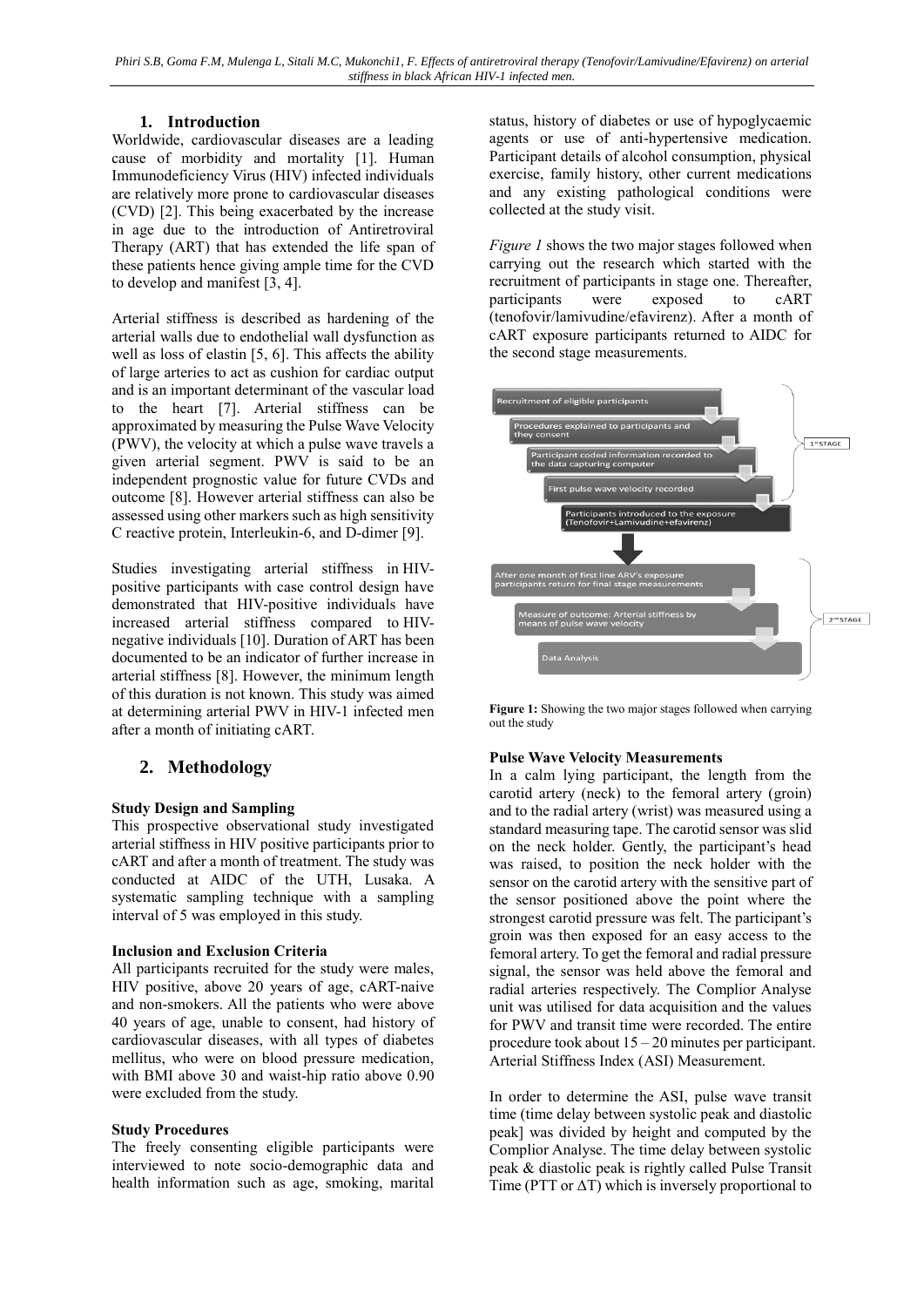## 1. Introduction

Worldwide, cardiovascular diseases are a leading cause of morbidity and mortality [1]. Human Immunodeficiency Virus (HIV) infected individuals are relatively more prone to cardiovascular diseases (CVD) [2]. This being exacerbated by the increase in age due to the introduction of Antiretroviral Therapy (ART) that has extended the life span of these patients hence giving ample time for the CVD to develop and manifest [3, 4].

Arterial stiffness is described as hardening of the arterial walls due to endothelial wall dysfunction as well as loss of elastin [5, 6]. This affects the ability of large arteries to act as cushion for cardiac output and is an important determinant of the vascular load to the heart [7]. Arterial stiffness can be approximated by measuring the Pulse Wave Velocity (PWV), the velocity at which a pulse wave travels a given arterial segment. PWV is said to be an independent prognostic value for future CVDs and outcome [8]. However arterial stiffness can also be assessed using other markers such as high sensitivity C reactive protein, Interleukin-6, and D-dimer [9].

Studies investigating arterial stiffness in HIV-positive participants with case control design have demonstrated that HIV-positive individuals have increased arterial stiffness compared to HIV-negative individuals [10]. Duration of ART has been documented to be an indicator of further increase in arterial stiffness [8]. However, the minimum length of this duration is not known. This study was aimed at determining arterial PWV in HIV-1 infected men after a month of initiating cART.

## 2. Methodology

**Study Design and Sampling**

This prospective observational study investigated arterial stiffness in HIV positive participants prior to cART and after a month of treatment. The study was conducted at AIDC of the UTH, Lusaka. A systematic sampling technique with a sampling interval of 5 was employed in this study.

**Inclusion and Exclusion Criteria**

All participants recruited for the study were males, HIV positive, above 20 years of age, cART-naive and non-smokers. All the patients who were above 40 years of age, unable to consent, had history of cardiovascular diseases, with all types of diabetes mellitus, who were on blood pressure medication, with BMI above 30 and waist-hip ratio above 0.90 were excluded from the study.

**Study Procedures**

The freely consenting eligible participants were interviewed to note socio-demographic data and health information such as age, smoking, marital status, history of diabetes or use of hypoglycaemic agents or use of anti-hypertensive medication. Participant details of alcohol consumption, physical exercise, family history, other current medications and any existing pathological conditions were collected at the study visit.

*Figure 1* shows the two major stages followed when carrying out the research which started with the recruitment of participants in stage one. Thereafter, participants were exposed to cART (tenofovir/lamivudine/efavirenz). After a month of cART exposure participants returned to AIDC for the second stage measurements.

Recruitment of eligible participants
Procedures explained to participants and they consent
Participant coded information recorded to the data capturing computer
First pulse wave velocity recorded
Participants introduced to the exposure (Tenofovir+Lamivudine+efavirenz)
1st STAGE

After one month of first line ARV's exposure participants return for final stage measurements
Measure of outcome: Arterial stiffness by means of pulse wave velocity
Data Analysis
2nd STAGE

**Figure 1:** Showing the two major stages followed when carrying out the study

**Pulse Wave Velocity Measurements**

In a calm lying participant, the length from the carotid artery (neck) to the femoral artery (groin) and to the radial artery (wrist) was measured using a standard measuring tape. The carotid sensor was slid on the neck holder. Gently, the participant's head was raised, to position the neck holder with the sensor on the carotid artery with the sensitive part of the sensor positioned above the point where the strongest carotid pressure was felt. The participant's groin was then exposed for an easy access to the femoral artery. To get the femoral and radial pressure signal, the sensor was held above the femoral and radial arteries respectively. The Complior Analyse unit was utilised for data acquisition and the values for PWV and transit time were recorded. The entire procedure took about 15 – 20 minutes per participant. Arterial Stiffness Index (ASI) Measurement.

In order to determine the ASI, pulse wave transit time (time delay between systolic peak and diastolic peak] was divided by height and computed by the Complior Analyse. The time delay between systolic peak & diastolic peak is rightly called Pulse Transit Time (PTT or $\Delta T$) which is inversely proportional to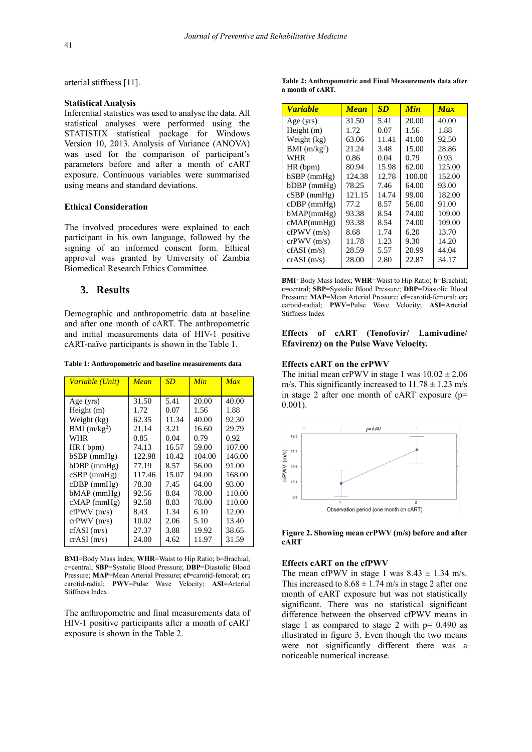arterial stiffness [11].

**Statistical Analysis**

Inferential statistics was used to analyse the data. All statistical analyses were performed using the STATISTIX statistical package for Windows Version 10, 2013. Analysis of Variance (ANOVA) was used for the comparison of participant's parameters before and after a month of cART exposure. Continuous variables were summarised using means and standard deviations.

**Ethical Consideration**

The involved procedures were explained to each participant in his own language, followed by the signing of an informed consent form. Ethical approval was granted by University of Zambia Biomedical Research Ethics Committee.

## 3. Results

Demographic and anthropometric data at baseline and after one month of cART. The anthropometric and initial measurements data of HIV-1 positive cART-naïve participants is shown in the Table 1.

**Table 1: Anthropometric and baseline measurements data**

| *Variable (Unit)* | *Mean* | *SD* | *Min* | *Max* |
|---|---|---|---|---|
| Age (yrs) | 31.50 | 5.41 | 20.00 | 40.00 |
| Height (m) | 1.72 | 0.07 | 1.56 | 1.88 |
| Weight (kg) | 62.35 | 11.34 | 40.00 | 92.30 |
| BMI ($m/kg^2$) | 21.14 | 3.21 | 16.60 | 29.79 |
| WHR | 0.85 | 0.04 | 0.79 | 0.92 |
| HR ( bpm) | 74.13 | 16.57 | 59.00 | 107.00 |
| bSBP (mmHg) | 122.98 | 10.42 | 104.00 | 146.00 |
| bDBP (mmHg) | 77.19 | 8.57 | 56.00 | 91.00 |
| cSBP (mmHg) | 117.46 | 15.07 | 94.00 | 168.00 |
| cDBP (mmHg) | 78.30 | 7.45 | 64.00 | 93.00 |
| bMAP (mmHg) | 92.56 | 8.84 | 78.00 | 110.00 |
| cMAP (mmHg) | 92.58 | 8.83 | 78.00 | 110.00 |
| cfPWV (m/s) | 8.43 | 1.34 | 6.10 | 12.00 |
| crPWV (m/s) | 10.02 | 2.06 | 5.10 | 13.40 |
| cfASI (m/s) | 27.37 | 3.88 | 19.92 | 38.65 |
| crASI (m/s) | 24.00 | 4.62 | 11.97 | 31.59 |

**BMI**=Body Mass Index; **WHR**=Waist to Hip Ratio; b=Brachial; c=central; **SBP**=Systolic Blood Pressure; **DBP**=Diastolic Blood Pressure; **MAP**=Mean Arterial Pressure**; cf**=carotid-femoral; **cr;** carotid-radial; **PWV**=Pulse Wave Velocity; **ASI**=Arterial Stiffness Index.

The anthropometric and final measurements data of HIV-1 positive participants after a month of cART exposure is shown in the Table 2.

**Table 2: Anthropometric and Final Measurements data after a month of cART.**

| ***Variable*** | ***Mean*** | ***SD*** | ***Min*** | ***Max*** |
|---|---|---|---|---|
| Age (yrs) | 31.50 | 5.41 | 20.00 | 40.00 |
| Height (m) | 1.72 | 0.07 | 1.56 | 1.88 |
| Weight (kg) | 63.06 | 11.41 | 41.00 | 92.50 |
| BMI ($m/kg^2$) | 21.24 | 3.48 | 15.00 | 28.86 |
| WHR | 0.86 | 0.04 | 0.79 | 0.93 |
| HR (bpm) | 80.94 | 15.98 | 62.00 | 125.00 |
| bSBP (mmHg) | 124.38 | 12.78 | 100.00 | 152.00 |
| bDBP (mmHg) | 78.25 | 7.46 | 64.00 | 93.00 |
| cSBP (mmHg) | 121.15 | 14.74 | 99.00 | 182.00 |
| cDBP (mmHg) | 77.2 | 8.57 | 56.00 | 91.00 |
| bMAP(mmHg) | 93.38 | 8.54 | 74.00 | 109.00 |
| cMAP(mmHg) | 93.38 | 8.54 | 74.00 | 109.00 |
| cfPWV (m/s) | 8.68 | 1.74 | 6.20 | 13.70 |
| crPWV (m/s) | 11.78 | 1.23 | 9.30 | 14.20 |
| cfASI (m/s) | 28.59 | 5.57 | 20.99 | 44.04 |
| crASI (m/s) | 28.00 | 2.80 | 22.87 | 34.17 |

**BMI**=Body Mass Index; **WHR**=Waist to Hip Ratio; **b**=Brachial; **c**=central; **SBP**=Systolic Blood Pressure; **DBP**=Diastolic Blood Pressure; **MAP**=Mean Arterial Pressure; **cf**=carotid-femoral; **cr;** carotid-radial; **PWV**=Pulse Wave Velocity; **ASI**=Arterial Stiffness Index

**Effects of cART (Tenofovir/ Lamivudine/ Efavirenz) on the Pulse Wave Velocity.**

**Effects cART on the crPWV**

The initial mean crPWV in stage 1 was $10.02 \pm 2.06$ m/s. This significantly increased to $11.78 \pm 1.23$ m/s in stage 2 after one month of cART exposure ($p = 0.001$).

**Figure 2. Showing mean crPWV (m/s) before and after cART**

**Effects cART on the cfPWV**

The mean cfPWV in stage 1 was $8.43 \pm 1.34$ m/s. This increased to $8.68 \pm 1.74$ m/s in stage 2 after one month of cART exposure but was not statistically significant. There was no statistical significant difference between the observed cfPWV means in stage 1 as compared to stage 2 with $p = 0.490$ as illustrated in figure 3. Even though the two means were not significantly different there was a noticeable numerical increase.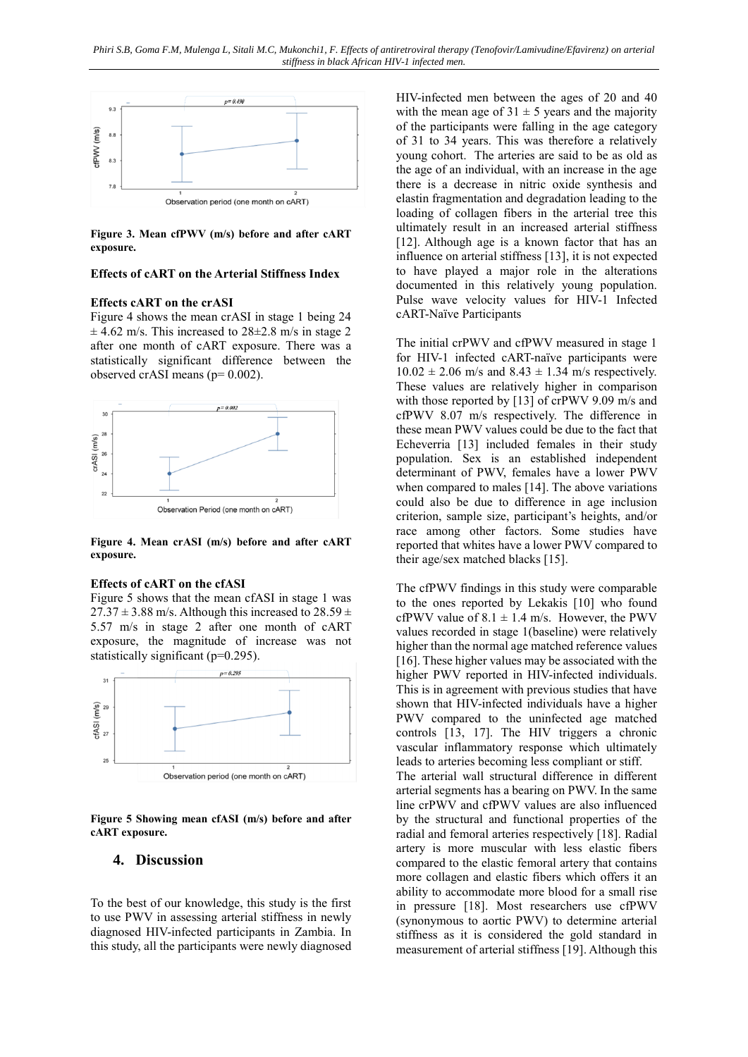Figure 3. Mean cfPWV (m/s) before and after cART exposure.

### Effects of cART on the Arterial Stiffness Index

### Effects cART on the crASI

Figure 4 shows the mean crASI in stage 1 being 24 ± 4.62 m/s. This increased to 28±2.8 m/s in stage 2 after one month of cART exposure. There was a statistically significant difference between the observed crASI means (p= 0.002).

Figure 4. Mean crASI (m/s) before and after cART exposure.

### Effects of cART on the cfASI

Figure 5 shows that the mean cfASI in stage 1 was 27.37 ± 3.88 m/s. Although this increased to 28.59 ± 5.57 m/s in stage 2 after one month of cART exposure, the magnitude of increase was not statistically significant (p=0.295).

Figure 5 Showing mean cfASI (m/s) before and after cART exposure.

## 4. Discussion

To the best of our knowledge, this study is the first to use PWV in assessing arterial stiffness in newly diagnosed HIV-infected participants in Zambia. In this study, all the participants were newly diagnosed HIV-infected men between the ages of 20 and 40 with the mean age of 31 ± 5 years and the majority of the participants were falling in the age category of 31 to 34 years. This was therefore a relatively young cohort. The arteries are said to be as old as the age of an individual, with an increase in the age there is a decrease in nitric oxide synthesis and elastin fragmentation and degradation leading to the loading of collagen fibers in the arterial tree this ultimately result in an increased arterial stiffness [12]. Although age is a known factor that has an influence on arterial stiffness [13], it is not expected to have played a major role in the alterations documented in this relatively young population. Pulse wave velocity values for HIV-1 Infected cART-Naïve Participants

The initial crPWV and cfPWV measured in stage 1 for HIV-1 infected cART-naïve participants were 10.02 ± 2.06 m/s and 8.43 ± 1.34 m/s respectively. These values are relatively higher in comparison with those reported by [13] of crPWV 9.09 m/s and cfPWV 8.07 m/s respectively. The difference in these mean PWV values could be due to the fact that Echeverria [13] included females in their study population. Sex is an established independent determinant of PWV, females have a lower PWV when compared to males [14]. The above variations could also be due to difference in age inclusion criterion, sample size, participant's heights, and/or race among other factors. Some studies have reported that whites have a lower PWV compared to their age/sex matched blacks [15].

The cfPWV findings in this study were comparable to the ones reported by Lekakis [10] who found cfPWV value of 8.1 ± 1.4 m/s. However, the PWV values recorded in stage 1(baseline) were relatively higher than the normal age matched reference values [16]. These higher values may be associated with the higher PWV reported in HIV-infected individuals. This is in agreement with previous studies that have shown that HIV-infected individuals have a higher PWV compared to the uninfected age matched controls [13, 17]. The HIV triggers a chronic vascular inflammatory response which ultimately leads to arteries becoming less compliant or stiff.
The arterial wall structural difference in different arterial segments has a bearing on PWV. In the same line crPWV and cfPWV values are also influenced by the structural and functional properties of the radial and femoral arteries respectively [18]. Radial artery is more muscular with less elastic fibers compared to the elastic femoral artery that contains more collagen and elastic fibers which offers it an ability to accommodate more blood for a small rise in pressure [18]. Most researchers use cfPWV (synonymous to aortic PWV) to determine arterial stiffness as it is considered the gold standard in measurement of arterial stiffness [19]. Although this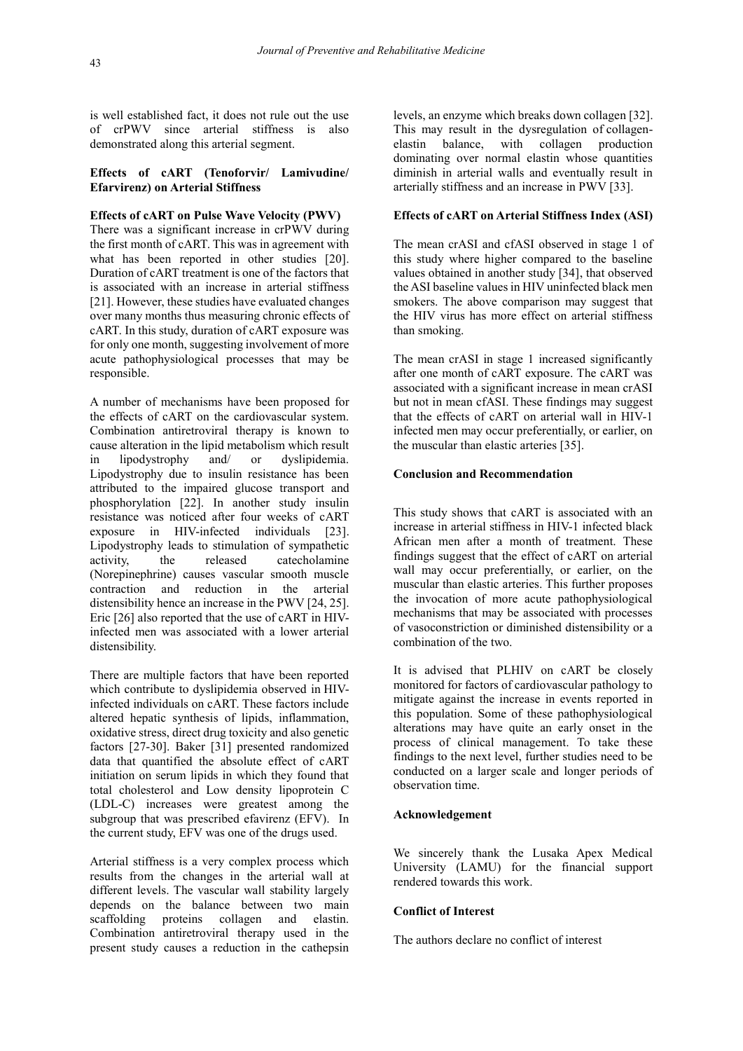is well established fact, it does not rule out the use of crPWV since arterial stiffness is also demonstrated along this arterial segment.

**Effects of cART (Tenoforvir/ Lamivudine/ Efarvirenz) on Arterial Stiffness**

**Effects of cART on Pulse Wave Velocity (PWV)**

There was a significant increase in crPWV during the first month of cART. This was in agreement with what has been reported in other studies [20]. Duration of cART treatment is one of the factors that is associated with an increase in arterial stiffness [21]. However, these studies have evaluated changes over many months thus measuring chronic effects of cART. In this study, duration of cART exposure was for only one month, suggesting involvement of more acute pathophysiological processes that may be responsible.

A number of mechanisms have been proposed for the effects of cART on the cardiovascular system. Combination antiretroviral therapy is known to cause alteration in the lipid metabolism which result in lipodystrophy and/ or dyslipidemia. Lipodystrophy due to insulin resistance has been attributed to the impaired glucose transport and phosphorylation [22]. In another study insulin resistance was noticed after four weeks of cART exposure in HIV-infected individuals [23]. Lipodystrophy leads to stimulation of sympathetic activity, the released catecholamine (Norepinephrine) causes vascular smooth muscle contraction and reduction in the arterial distensibility hence an increase in the PWV [24, 25]. Eric [26] also reported that the use of cART in HIV-infected men was associated with a lower arterial distensibility.

There are multiple factors that have been reported which contribute to dyslipidemia observed in HIV-infected individuals on cART. These factors include altered hepatic synthesis of lipids, inflammation, oxidative stress, direct drug toxicity and also genetic factors [27-30]. Baker [31] presented randomized data that quantified the absolute effect of cART initiation on serum lipids in which they found that total cholesterol and Low density lipoprotein C (LDL-C) increases were greatest among the subgroup that was prescribed efavirenz (EFV). In the current study, EFV was one of the drugs used.

Arterial stiffness is a very complex process which results from the changes in the arterial wall at different levels. The vascular wall stability largely depends on the balance between two main scaffolding proteins collagen and elastin. Combination antiretroviral therapy used in the present study causes a reduction in the cathepsin levels, an enzyme which breaks down collagen [32]. This may result in the dysregulation of collagen-elastin balance, with collagen production dominating over normal elastin whose quantities diminish in arterial walls and eventually result in arterially stiffness and an increase in PWV [33].

**Effects of cART on Arterial Stiffness Index (ASI)**

The mean crASI and cfASI observed in stage 1 of this study where higher compared to the baseline values obtained in another study [34], that observed the ASI baseline values in HIV uninfected black men smokers. The above comparison may suggest that the HIV virus has more effect on arterial stiffness than smoking.

The mean crASI in stage 1 increased significantly after one month of cART exposure. The cART was associated with a significant increase in mean crASI but not in mean cfASI. These findings may suggest that the effects of cART on arterial wall in HIV-1 infected men may occur preferentially, or earlier, on the muscular than elastic arteries [35].

**Conclusion and Recommendation**

This study shows that cART is associated with an increase in arterial stiffness in HIV-1 infected black African men after a month of treatment. These findings suggest that the effect of cART on arterial wall may occur preferentially, or earlier, on the muscular than elastic arteries. This further proposes the invocation of more acute pathophysiological mechanisms that may be associated with processes of vasoconstriction or diminished distensibility or a combination of the two.

It is advised that PLHIV on cART be closely monitored for factors of cardiovascular pathology to mitigate against the increase in events reported in this population. Some of these pathophysiological alterations may have quite an early onset in the process of clinical management. To take these findings to the next level, further studies need to be conducted on a larger scale and longer periods of observation time.

**Acknowledgement**

We sincerely thank the Lusaka Apex Medical University (LAMU) for the financial support rendered towards this work.

**Conflict of Interest**

The authors declare no conflict of interest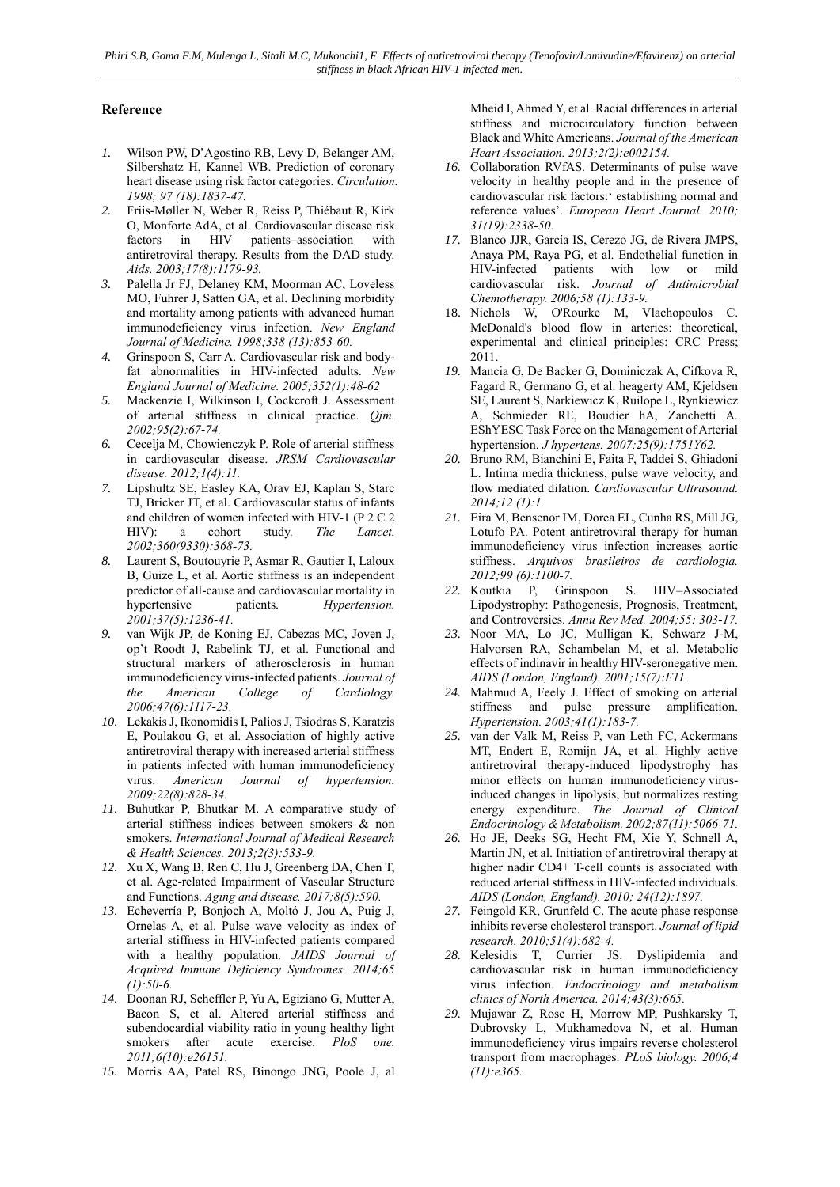## Reference

1. Wilson PW, D'Agostino RB, Levy D, Belanger AM, Silbershatz H, Kannel WB. Prediction of coronary heart disease using risk factor categories. *Circulation. 1998; 97 (18):1837-47.*
2. Friis-Møller N, Weber R, Reiss P, Thiébaut R, Kirk O, Monforte AdA, et al. Cardiovascular disease risk factors in HIV patients–association with antiretroviral therapy. Results from the DAD study. *Aids. 2003;17(8):1179-93.*
3. Palella Jr FJ, Delaney KM, Moorman AC, Loveless MO, Fuhrer J, Satten GA, et al. Declining morbidity and mortality among patients with advanced human immunodeficiency virus infection. *New England Journal of Medicine. 1998;338 (13):853-60.*
4. Grinspoon S, Carr A. Cardiovascular risk and body-fat abnormalities in HIV-infected adults. *New England Journal of Medicine. 2005;352(1):48-62*
5. Mackenzie I, Wilkinson I, Cockcroft J. Assessment of arterial stiffness in clinical practice. *Qjm. 2002;95(2):67-74.*
6. Cecelja M, Chowienczyk P. Role of arterial stiffness in cardiovascular disease. *JRSM Cardiovascular disease. 2012;1(4):11.*
7. Lipshultz SE, Easley KA, Orav EJ, Kaplan S, Starc TJ, Bricker JT, et al. Cardiovascular status of infants and children of women infected with HIV-1 (P 2 C 2 HIV): a cohort study. *The Lancet. 2002;360(9330):368-73.*
8. Laurent S, Boutouyrie P, Asmar R, Gautier I, Laloux B, Guize L, et al. Aortic stiffness is an independent predictor of all-cause and cardiovascular mortality in hypertensive patients. *Hypertension. 2001;37(5):1236-41.*
9. van Wijk JP, de Koning EJ, Cabezas MC, Joven J, op't Roodt J, Rabelink TJ, et al. Functional and structural markers of atherosclerosis in human immunodeficiency virus-infected patients. *Journal of the American College of Cardiology. 2006;47(6):1117-23.*
10. Lekakis J, Ikonomidis I, Palios J, Tsiodras S, Karatzis E, Poulakou G, et al. Association of highly active antiretroviral therapy with increased arterial stiffness in patients infected with human immunodeficiency virus. *American Journal of hypertension. 2009;22(8):828-34.*
11. Buhutkar P, Bhutkar M. A comparative study of arterial stiffness indices between smokers & non smokers. *International Journal of Medical Research & Health Sciences. 2013;2(3):533-9.*
12. Xu X, Wang B, Ren C, Hu J, Greenberg DA, Chen T, et al. Age-related Impairment of Vascular Structure and Functions. *Aging and disease. 2017;8(5):590.*
13. Echeverría P, Bonjoch A, Moltó J, Jou A, Puig J, Ornelas A, et al. Pulse wave velocity as index of arterial stiffness in HIV-infected patients compared with a healthy population. *JAIDS Journal of Acquired Immune Deficiency Syndromes. 2014;65 (1):50-6.*
14. Doonan RJ, Scheffler P, Yu A, Egiziano G, Mutter A, Bacon S, et al. Altered arterial stiffness and subendocardial viability ratio in young healthy light smokers after acute exercise. *PloS one. 2011;6(10):e26151.*
15. Morris AA, Patel RS, Binongo JNG, Poole J, al Mheid I, Ahmed Y, et al. Racial differences in arterial stiffness and microcirculatory function between Black and White Americans. *Journal of the American Heart Association. 2013;2(2):e002154.*
16. Collaboration RVfAS. Determinants of pulse wave velocity in healthy people and in the presence of cardiovascular risk factors:' establishing normal and reference values'. *European Heart Journal. 2010; 31(19):2338-50.*
17. Blanco JJR, García IS, Cerezo JG, de Rivera JMPS, Anaya PM, Raya PG, et al. Endothelial function in HIV-infected patients with low or mild cardiovascular risk. *Journal of Antimicrobial Chemotherapy. 2006;58 (1):133-9.*
18. Nichols W, O'Rourke M, Vlachopoulos C. McDonald's blood flow in arteries: theoretical, experimental and clinical principles: CRC Press; 2011.
19. Mancia G, De Backer G, Dominiczak A, Cifkova R, Fagard R, Germano G, et al. heagerty AM, Kjeldsen SE, Laurent S, Narkiewicz K, Ruilope L, Rynkiewicz A, Schmieder RE, Boudier hA, Zanchetti A. EShYESC Task Force on the Management of Arterial hypertension. *J hypertens. 2007;25(9):1751Y62.*
20. Bruno RM, Bianchini E, Faita F, Taddei S, Ghiadoni L. Intima media thickness, pulse wave velocity, and flow mediated dilation. *Cardiovascular Ultrasound. 2014;12 (1):1.*
21. Eira M, Bensenor IM, Dorea EL, Cunha RS, Mill JG, Lotufo PA. Potent antiretroviral therapy for human immunodeficiency virus infection increases aortic stiffness. *Arquivos brasileiros de cardiologia. 2012;99 (6):1100-7.*
22. Koutkia P, Grinspoon S. HIV–Associated Lipodystrophy: Pathogenesis, Prognosis, Treatment, and Controversies. *Annu Rev Med. 2004;55: 303-17.*
23. Noor MA, Lo JC, Mulligan K, Schwarz J-M, Halvorsen RA, Schambelan M, et al. Metabolic effects of indinavir in healthy HIV-seronegative men. *AIDS (London, England). 2001;15(7):F11.*
24. Mahmud A, Feely J. Effect of smoking on arterial stiffness and pulse pressure amplification. *Hypertension. 2003;41(1):183-7.*
25. van der Valk M, Reiss P, van Leth FC, Ackermans MT, Endert E, Romijn JA, et al. Highly active antiretroviral therapy-induced lipodystrophy has minor effects on human immunodeficiency virus-induced changes in lipolysis, but normalizes resting energy expenditure. *The Journal of Clinical Endocrinology & Metabolism. 2002;87(11):5066-71.*
26. Ho JE, Deeks SG, Hecht FM, Xie Y, Schnell A, Martin JN, et al. Initiation of antiretroviral therapy at higher nadir CD4+ T-cell counts is associated with reduced arterial stiffness in HIV-infected individuals. *AIDS (London, England). 2010; 24(12):1897.*
27. Feingold KR, Grunfeld C. The acute phase response inhibits reverse cholesterol transport. *Journal of lipid research. 2010;51(4):682-4.*
28. Kelesidis T, Currier JS. Dyslipidemia and cardiovascular risk in human immunodeficiency virus infection. *Endocrinology and metabolism clinics of North America. 2014;43(3):665.*
29. Mujawar Z, Rose H, Morrow MP, Pushkarsky T, Dubrovsky L, Mukhamedova N, et al. Human immunodeficiency virus impairs reverse cholesterol transport from macrophages. *PLoS biology. 2006;4 (11):e365.*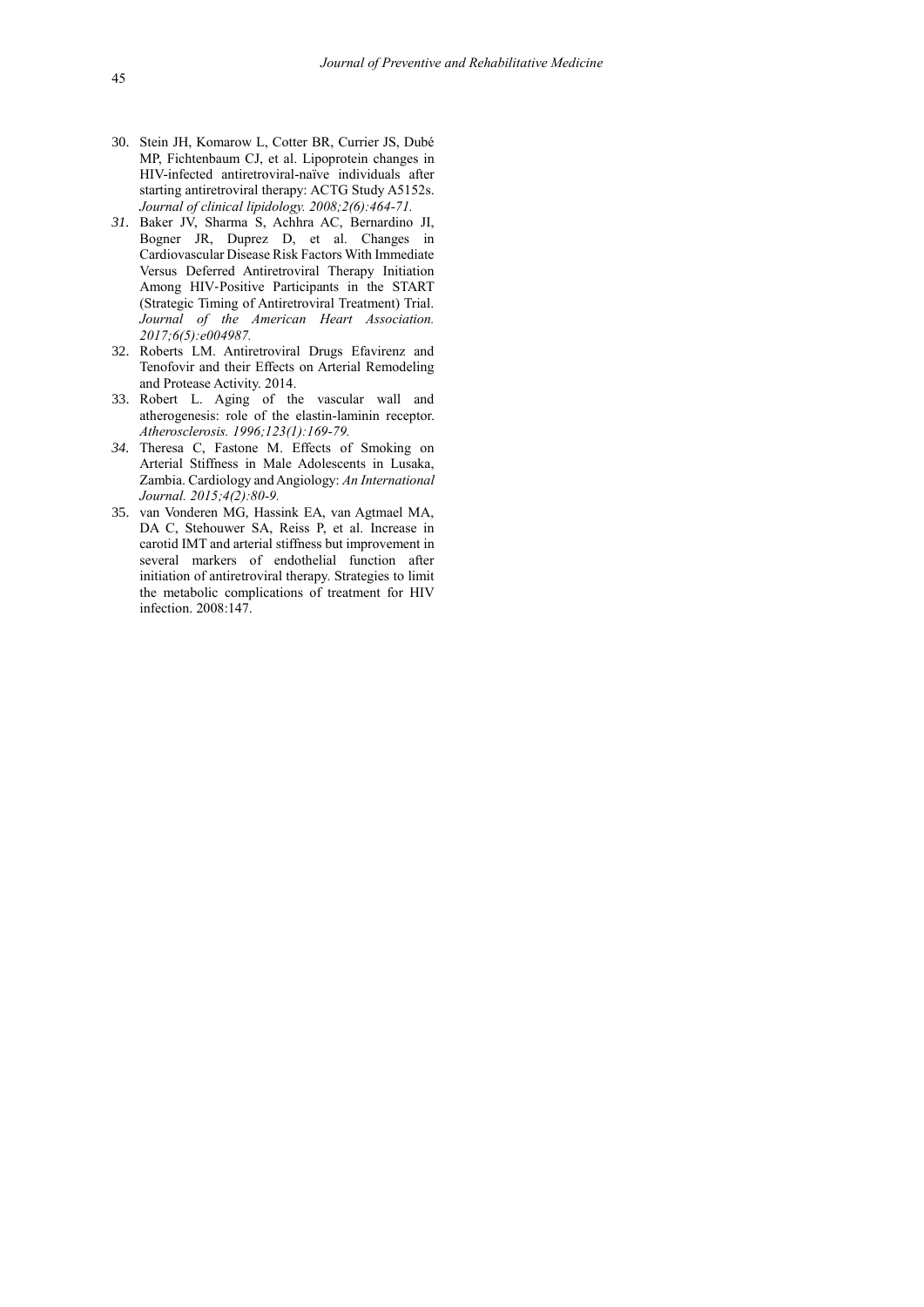30. Stein JH, Komarow L, Cotter BR, Currier JS, Dubé MP, Fichtenbaum CJ, et al. Lipoprotein changes in HIV-infected antiretroviral-naïve individuals after starting antiretroviral therapy: ACTG Study A5152s. *Journal of clinical lipidology. 2008;2(6):464-71.*
31. Baker JV, Sharma S, Achhra AC, Bernardino JI, Bogner JR, Duprez D, et al. Changes in Cardiovascular Disease Risk Factors With Immediate Versus Deferred Antiretroviral Therapy Initiation Among HIV-Positive Participants in the START (Strategic Timing of Antiretroviral Treatment) Trial. *Journal of the American Heart Association. 2017;6(5):e004987.*
32. Roberts LM. Antiretroviral Drugs Efavirenz and Tenofovir and their Effects on Arterial Remodeling and Protease Activity. 2014.
33. Robert L. Aging of the vascular wall and atherogenesis: role of the elastin-laminin receptor. *Atherosclerosis. 1996;123(1):169-79.*
34. Theresa C, Fastone M. Effects of Smoking on Arterial Stiffness in Male Adolescents in Lusaka, Zambia. Cardiology and Angiology: *An International Journal. 2015;4(2):80-9.*
35. van Vonderen MG, Hassink EA, van Agtmael MA, DA C, Stehouwer SA, Reiss P, et al. Increase in carotid IMT and arterial stiffness but improvement in several markers of endothelial function after initiation of antiretroviral therapy. Strategies to limit the metabolic complications of treatment for HIV infection. 2008:147.